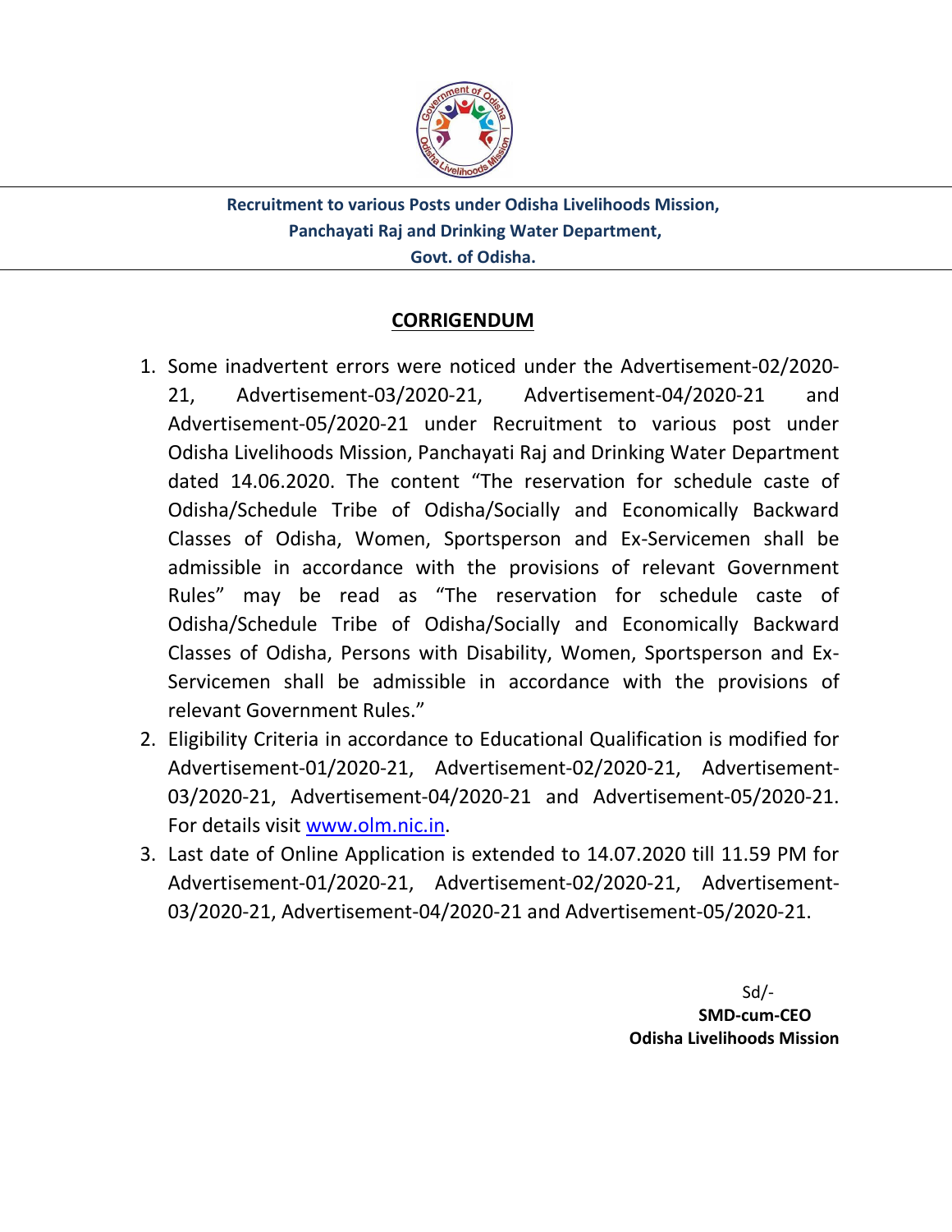**Recruitment to various Posts under Odisha Livelihoods Mission,**
**Panchayati Raj and Drinking Water Department,**
**Govt. of Odisha.**

## CORRIGENDUM

1. Some inadvertent errors were noticed under the Advertisement-02/2020-21, Advertisement-03/2020-21, Advertisement-04/2020-21 and Advertisement-05/2020-21 under Recruitment to various post under Odisha Livelihoods Mission, Panchayati Raj and Drinking Water Department dated 14.06.2020. The content "The reservation for schedule caste of Odisha/Schedule Tribe of Odisha/Socially and Economically Backward Classes of Odisha, Women, Sportsperson and Ex-Servicemen shall be admissible in accordance with the provisions of relevant Government Rules" may be read as "The reservation for schedule caste of Odisha/Schedule Tribe of Odisha/Socially and Economically Backward Classes of Odisha, Persons with Disability, Women, Sportsperson and Ex-Servicemen shall be admissible in accordance with the provisions of relevant Government Rules."
2. Eligibility Criteria in accordance to Educational Qualification is modified for Advertisement-01/2020-21, Advertisement-02/2020-21, Advertisement-03/2020-21, Advertisement-04/2020-21 and Advertisement-05/2020-21. For details visit www.olm.nic.in.
3. Last date of Online Application is extended to 14.07.2020 till 11.59 PM for Advertisement-01/2020-21, Advertisement-02/2020-21, Advertisement-03/2020-21, Advertisement-04/2020-21 and Advertisement-05/2020-21.

Sd/-
**SMD-cum-CEO**
**Odisha Livelihoods Mission**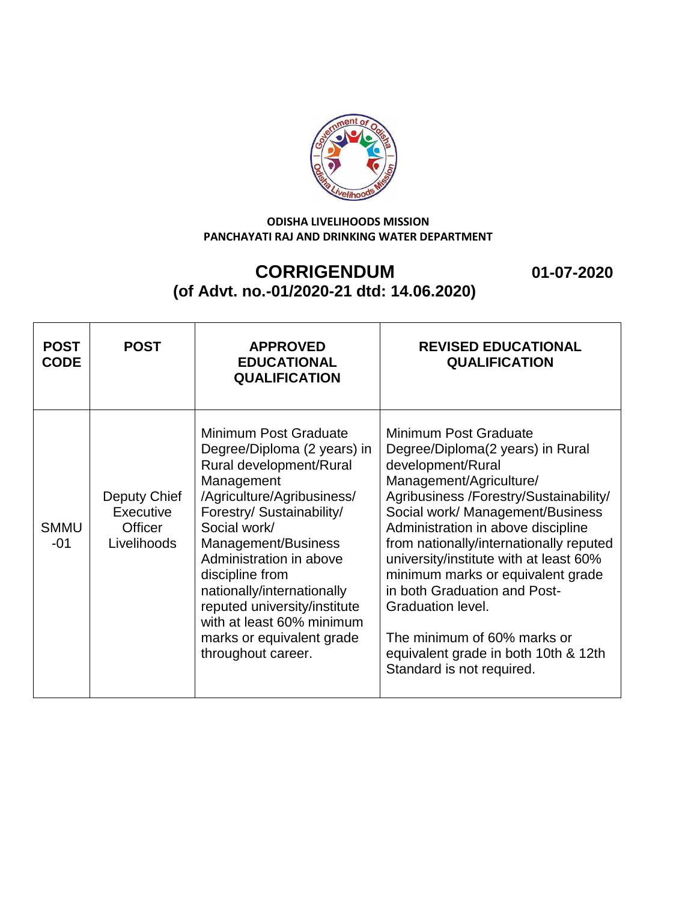**ODISHA LIVELIHOODS MISSION**
**PANCHAYATI RAJ AND DRINKING WATER DEPARTMENT**

# CORRIGENDUM 01-07-2020

## (of Advt. no.-01/2020-21 dtd: 14.06.2020)

| POST CODE | POST | APPROVED EDUCATIONAL QUALIFICATION | REVISED EDUCATIONAL QUALIFICATION |
|---|---|---|---|
| SMMU -01 | Deputy Chief Executive Officer Livelihoods | Minimum Post Graduate Degree/Diploma (2 years) in Rural development/Rural Management /Agriculture/Agribusiness/ Forestry/ Sustainability/ Social work/ Management/Business Administration in above discipline from nationally/internationally reputed university/institute with at least 60% minimum marks or equivalent grade throughout career. | Minimum Post Graduate Degree/Diploma(2 years) in Rural development/Rural Management/Agriculture/ Agribusiness /Forestry/Sustainability/ Social work/ Management/Business Administration in above discipline from nationally/internationally reputed university/institute with at least 60% minimum marks or equivalent grade in both Graduation and Post-Graduation level.<br><br>The minimum of 60% marks or equivalent grade in both 10th & 12th Standard is not required. |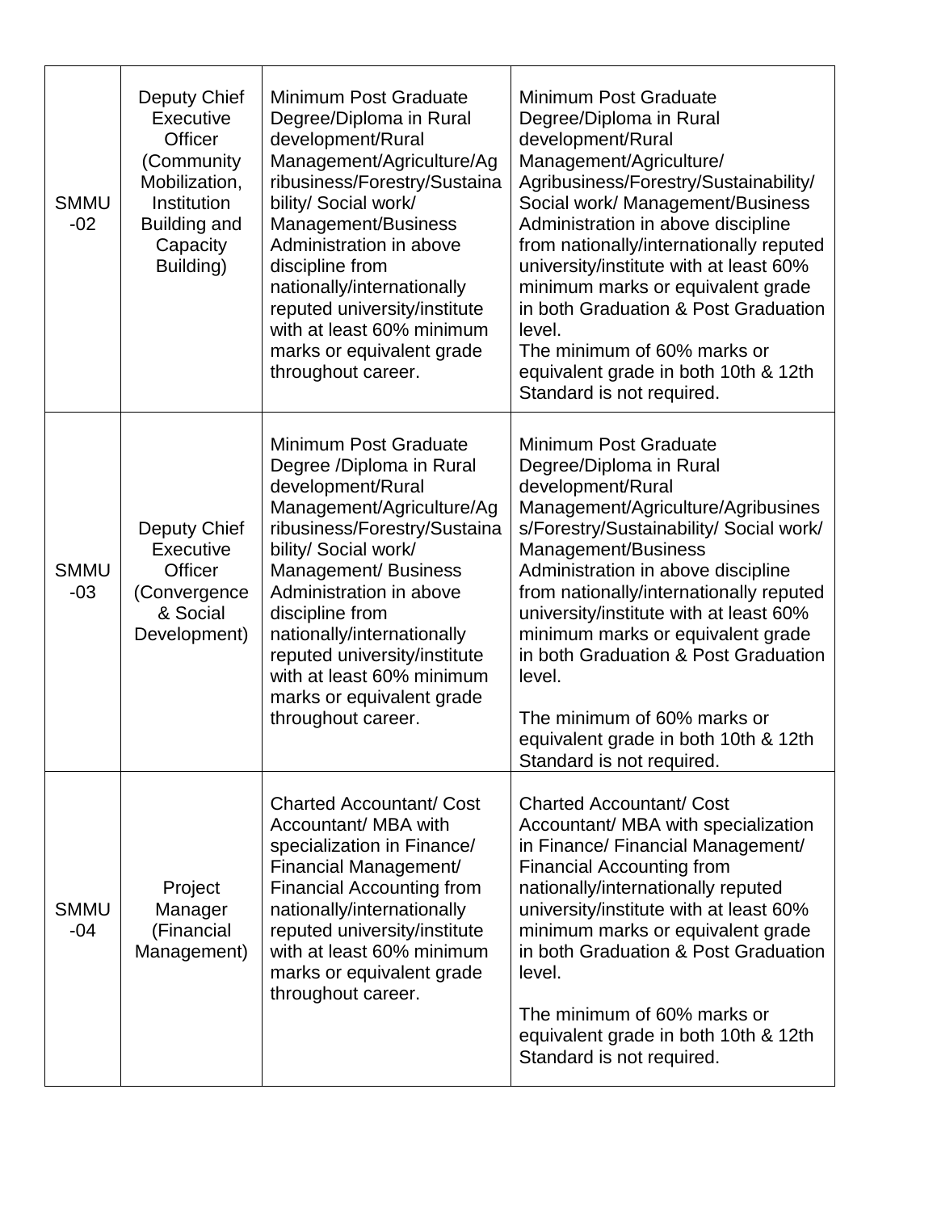| SMMU -02 | Deputy Chief Executive Officer (Community Mobilization, Institution Building and Capacity Building) | Minimum Post Graduate Degree/Diploma in Rural development/Rural Management/Agriculture/Agribusiness/Forestry/Sustainability/ Social work/ Management/Business Administration in above discipline from nationally/internationally reputed university/institute with at least 60% minimum marks or equivalent grade throughout career. | Minimum Post Graduate Degree/Diploma in Rural development/Rural Management/Agriculture/ Agribusiness/Forestry/Sustainability/ Social work/ Management/Business Administration in above discipline from nationally/internationally reputed university/institute with at least 60% minimum marks or equivalent grade in both Graduation & Post Graduation level.<br>The minimum of 60% marks or equivalent grade in both 10th & 12th Standard is not required. |
|---|---|---|---|
| SMMU -03 | Deputy Chief Executive Officer (Convergence & Social Development) | Minimum Post Graduate Degree /Diploma in Rural development/Rural Management/Agriculture/Agribusiness/Forestry/Sustainability/ Social work/ Management/ Business Administration in above discipline from nationally/internationally reputed university/institute with at least 60% minimum marks or equivalent grade throughout career. | Minimum Post Graduate Degree/Diploma in Rural development/Rural Management/Agriculture/Agribusiness/Forestry/Sustainability/ Social work/ Management/Business Administration in above discipline from nationally/internationally reputed university/institute with at least 60% minimum marks or equivalent grade in both Graduation & Post Graduation level.<br><br>The minimum of 60% marks or equivalent grade in both 10th & 12th Standard is not required. |
| SMMU -04 | Project Manager (Financial Management) | Charted Accountant/ Cost Accountant/ MBA with specialization in Finance/ Financial Management/ Financial Accounting from nationally/internationally reputed university/institute with at least 60% minimum marks or equivalent grade throughout career. | Charted Accountant/ Cost Accountant/ MBA with specialization in Finance/ Financial Management/ Financial Accounting from nationally/internationally reputed university/institute with at least 60% minimum marks or equivalent grade in both Graduation & Post Graduation level.<br><br>The minimum of 60% marks or equivalent grade in both 10th & 12th Standard is not required. |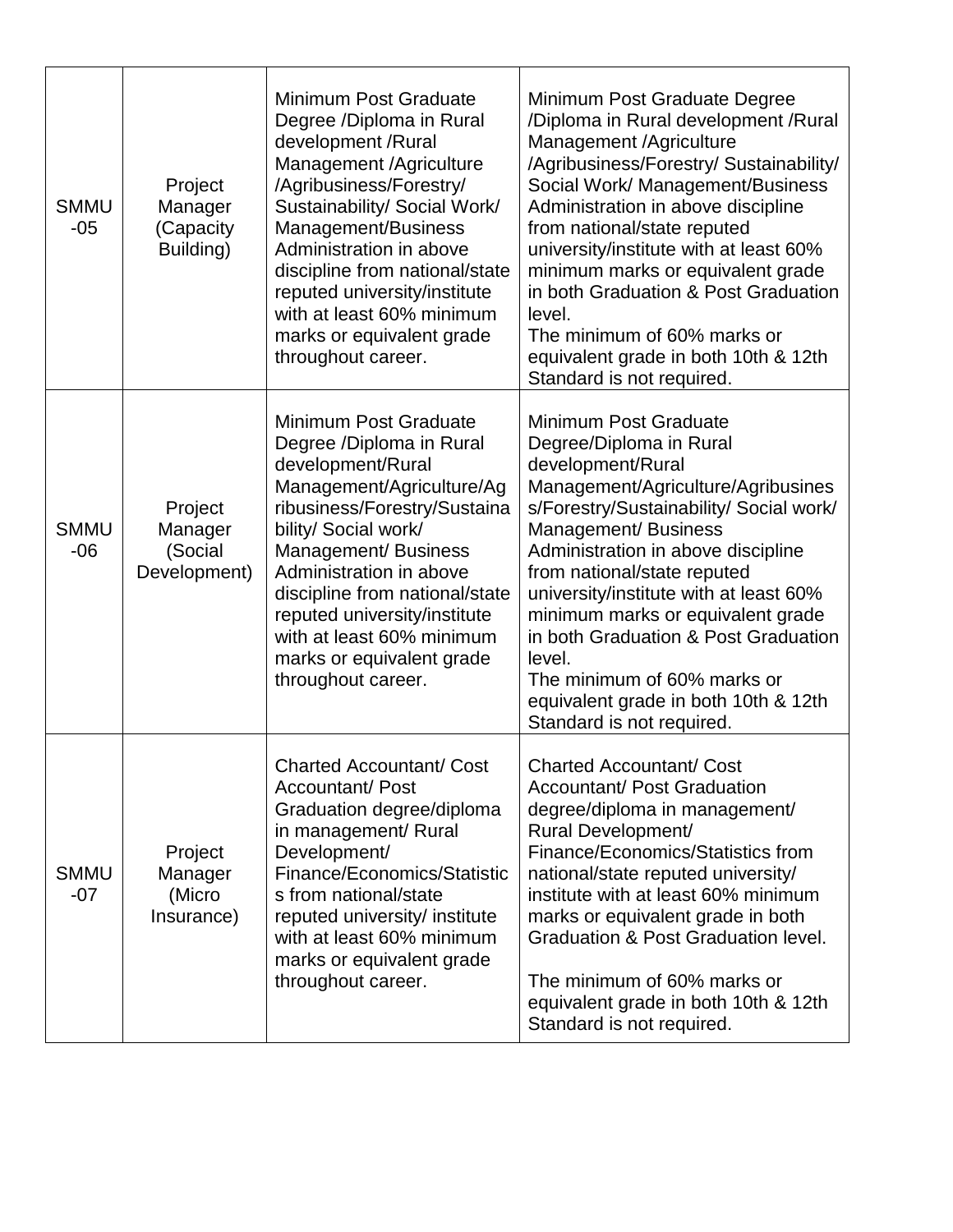| SMMU -05 | Project Manager (Capacity Building) | Minimum Post Graduate Degree /Diploma in Rural development /Rural Management /Agriculture /Agribusiness/Forestry/ Sustainability/ Social Work/ Management/Business Administration in above discipline from national/state reputed university/institute with at least 60% minimum marks or equivalent grade throughout career. | Minimum Post Graduate Degree /Diploma in Rural development /Rural Management /Agriculture /Agribusiness/Forestry/ Sustainability/ Social Work/ Management/Business Administration in above discipline from national/state reputed university/institute with at least 60% minimum marks or equivalent grade in both Graduation & Post Graduation level.<br>The minimum of 60% marks or equivalent grade in both 10th & 12th Standard is not required. |
|---|---|---|---|
| SMMU -06 | Project Manager (Social Development) | Minimum Post Graduate Degree /Diploma in Rural development/Rural Management/Agriculture/Agribusiness/Forestry/Sustainability/ Social work/ Management/ Business Administration in above discipline from national/state reputed university/institute with at least 60% minimum marks or equivalent grade throughout career. | Minimum Post Graduate Degree/Diploma in Rural development/Rural Management/Agriculture/Agribusiness/Forestry/Sustainability/ Social work/ Management/ Business Administration in above discipline from national/state reputed university/institute with at least 60% minimum marks or equivalent grade in both Graduation & Post Graduation level.<br>The minimum of 60% marks or equivalent grade in both 10th & 12th Standard is not required. |
| SMMU -07 | Project Manager (Micro Insurance) | Charted Accountant/ Cost Accountant/ Post Graduation degree/diploma in management/ Rural Development/ Finance/Economics/Statistics from national/state reputed university/ institute with at least 60% minimum marks or equivalent grade throughout career. | Charted Accountant/ Cost Accountant/ Post Graduation degree/diploma in management/ Rural Development/ Finance/Economics/Statistics from national/state reputed university/ institute with at least 60% minimum marks or equivalent grade in both Graduation & Post Graduation level.<br><br>The minimum of 60% marks or equivalent grade in both 10th & 12th Standard is not required. |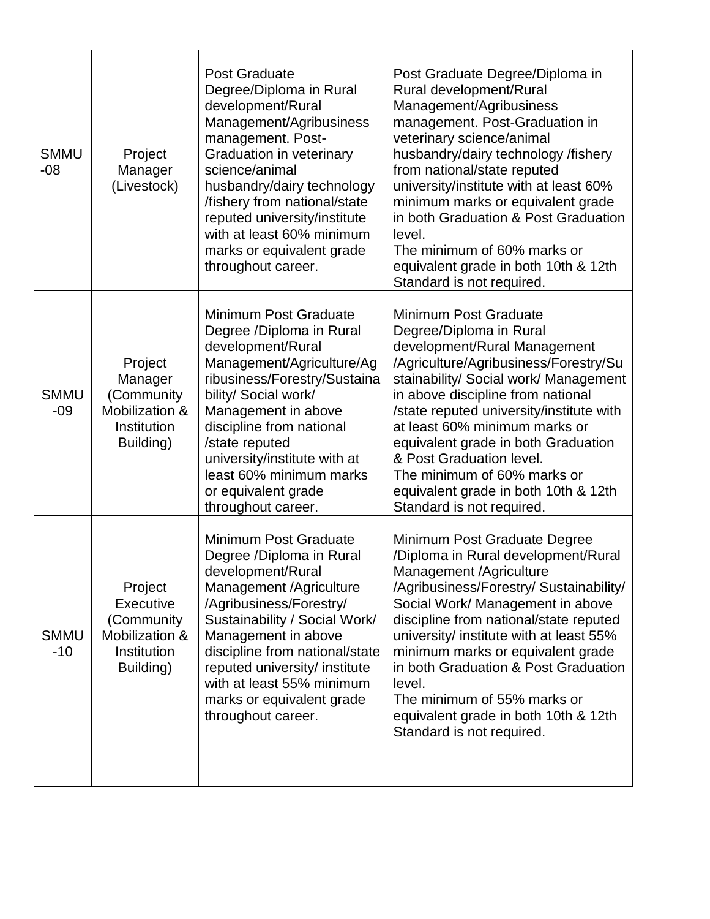| SMMU -08 | Project Manager (Livestock) | Post Graduate Degree/Diploma in Rural development/Rural Management/Agribusiness management. Post-Graduation in veterinary science/animal husbandry/dairy technology /fishery from national/state reputed university/institute with at least 60% minimum marks or equivalent grade throughout career. | Post Graduate Degree/Diploma in Rural development/Rural Management/Agribusiness management. Post-Graduation in veterinary science/animal husbandry/dairy technology /fishery from national/state reputed university/institute with at least 60% minimum marks or equivalent grade in both Graduation & Post Graduation level.<br>The minimum of 60% marks or equivalent grade in both 10th & 12th Standard is not required. |
|---|---|---|---|
| SMMU -09 | Project Manager (Community Mobilization & Institution Building) | Minimum Post Graduate Degree /Diploma in Rural development/Rural Management/Agriculture/Agribusiness/Forestry/Sustainability/ Social work/ Management in above discipline from national /state reputed university/institute with at least 60% minimum marks or equivalent grade throughout career. | Minimum Post Graduate Degree/Diploma in Rural development/Rural Management /Agriculture/Agribusiness/Forestry/Sustainability/ Social work/ Management in above discipline from national /state reputed university/institute with at least 60% minimum marks or equivalent grade in both Graduation & Post Graduation level.<br>The minimum of 60% marks or equivalent grade in both 10th & 12th Standard is not required. |
| SMMU -10 | Project Executive (Community Mobilization & Institution Building) | Minimum Post Graduate Degree /Diploma in Rural development/Rural Management /Agriculture /Agribusiness/Forestry/ Sustainability / Social Work/ Management in above discipline from national/state reputed university/ institute with at least 55% minimum marks or equivalent grade throughout career. | Minimum Post Graduate Degree /Diploma in Rural development/Rural Management /Agriculture /Agribusiness/Forestry/ Sustainability/ Social Work/ Management in above discipline from national/state reputed university/ institute with at least 55% minimum marks or equivalent grade in both Graduation & Post Graduation level.<br>The minimum of 55% marks or equivalent grade in both 10th & 12th Standard is not required. |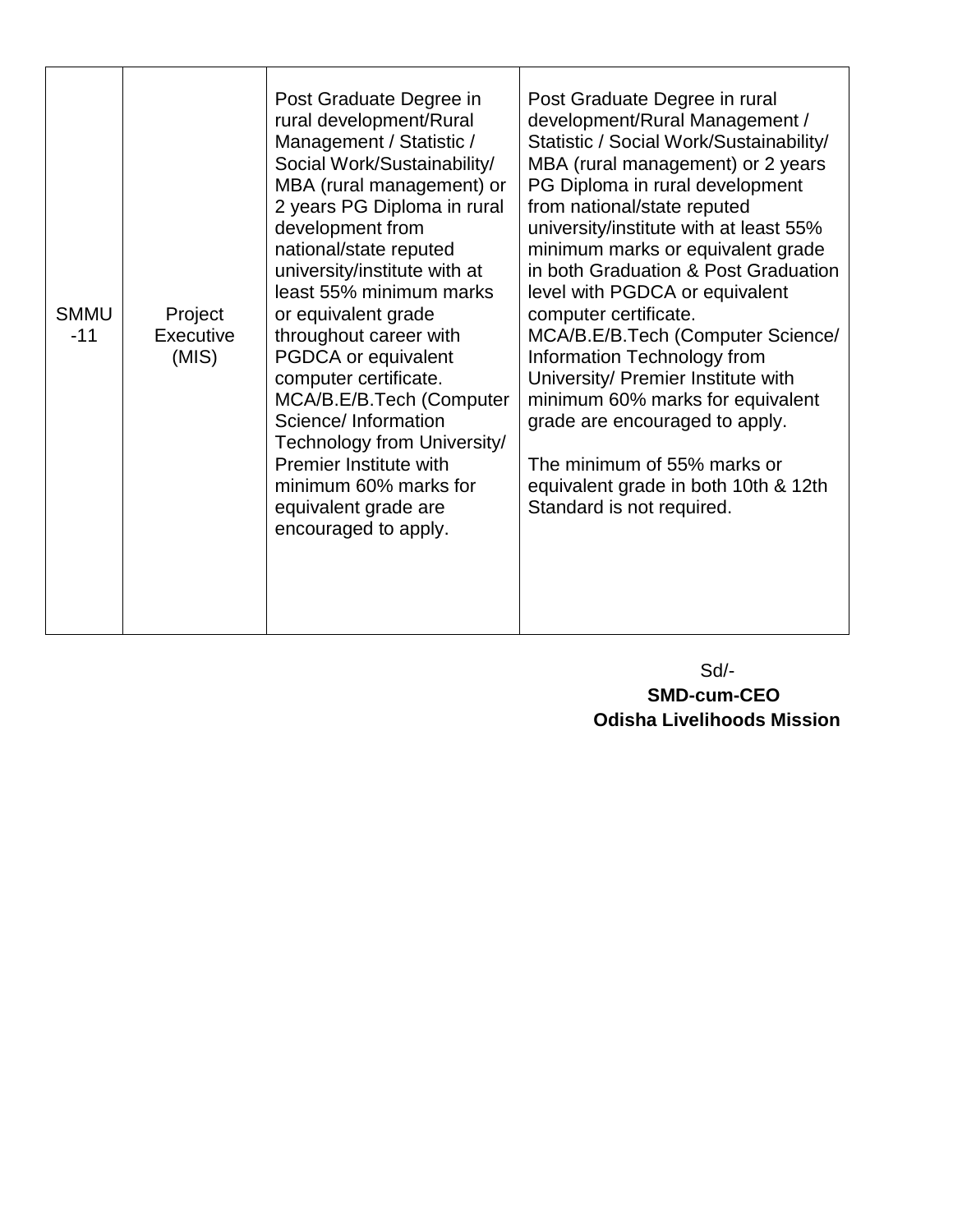| SMMU -11 | Project Executive (MIS) | Post Graduate Degree in rural development/Rural Management / Statistic / Social Work/Sustainability/ MBA (rural management) or 2 years PG Diploma in rural development from national/state reputed university/institute with at least 55% minimum marks or equivalent grade throughout career with PGDCA or equivalent computer certificate. MCA/B.E/B.Tech (Computer Science/ Information Technology from University/ Premier Institute with minimum 60% marks for equivalent grade are encouraged to apply. | Post Graduate Degree in rural development/Rural Management / Statistic / Social Work/Sustainability/ MBA (rural management) or 2 years PG Diploma in rural development from national/state reputed university/institute with at least 55% minimum marks or equivalent grade in both Graduation & Post Graduation level with PGDCA or equivalent computer certificate. MCA/B.E/B.Tech (Computer Science/ Information Technology from University/ Premier Institute with minimum 60% marks for equivalent grade are encouraged to apply.<br><br>The minimum of 55% marks or equivalent grade in both 10th & 12th Standard is not required. |
|---|---|---|---|

Sd/-
**SMD-cum-CEO**
**Odisha Livelihoods Mission**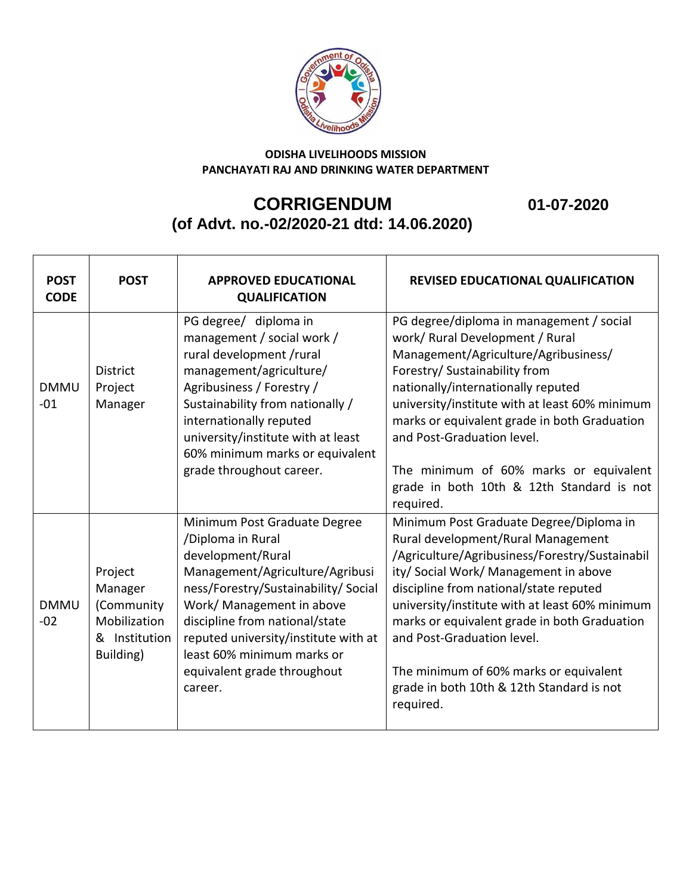**ODISHA LIVELIHOODS MISSION**
**PANCHAYATI RAJ AND DRINKING WATER DEPARTMENT**

# CORRIGENDUM 01-07-2020
## (of Advt. no.-02/2020-21 dtd: 14.06.2020)

| POST CODE | POST | APPROVED EDUCATIONAL QUALIFICATION | REVISED EDUCATIONAL QUALIFICATION |
|---|---|---|---|
| DMMU -01 | District Project Manager | PG degree/ diploma in management / social work / rural development /rural management/agriculture/ Agribusiness / Forestry / Sustainability from nationally / internationally reputed university/institute with at least 60% minimum marks or equivalent grade throughout career. | PG degree/diploma in management / social work/ Rural Development / Rural Management/Agriculture/Agribusiness/ Forestry/ Sustainability from nationally/internationally reputed university/institute with at least 60% minimum marks or equivalent grade in both Graduation and Post-Graduation level.<br><br>The minimum of 60% marks or equivalent grade in both 10th & 12th Standard is not required. |
| DMMU -02 | Project Manager (Community Mobilization & Institution Building) | Minimum Post Graduate Degree /Diploma in Rural development/Rural Management/Agriculture/Agribusiness/Forestry/Sustainability/ Social Work/ Management in above discipline from national/state reputed university/institute with at least 60% minimum marks or equivalent grade throughout career. | Minimum Post Graduate Degree/Diploma in Rural development/Rural Management /Agriculture/Agribusiness/Forestry/Sustainability/ Social Work/ Management in above discipline from national/state reputed university/institute with at least 60% minimum marks or equivalent grade in both Graduation and Post-Graduation level.<br><br>The minimum of 60% marks or equivalent grade in both 10th & 12th Standard is not required. |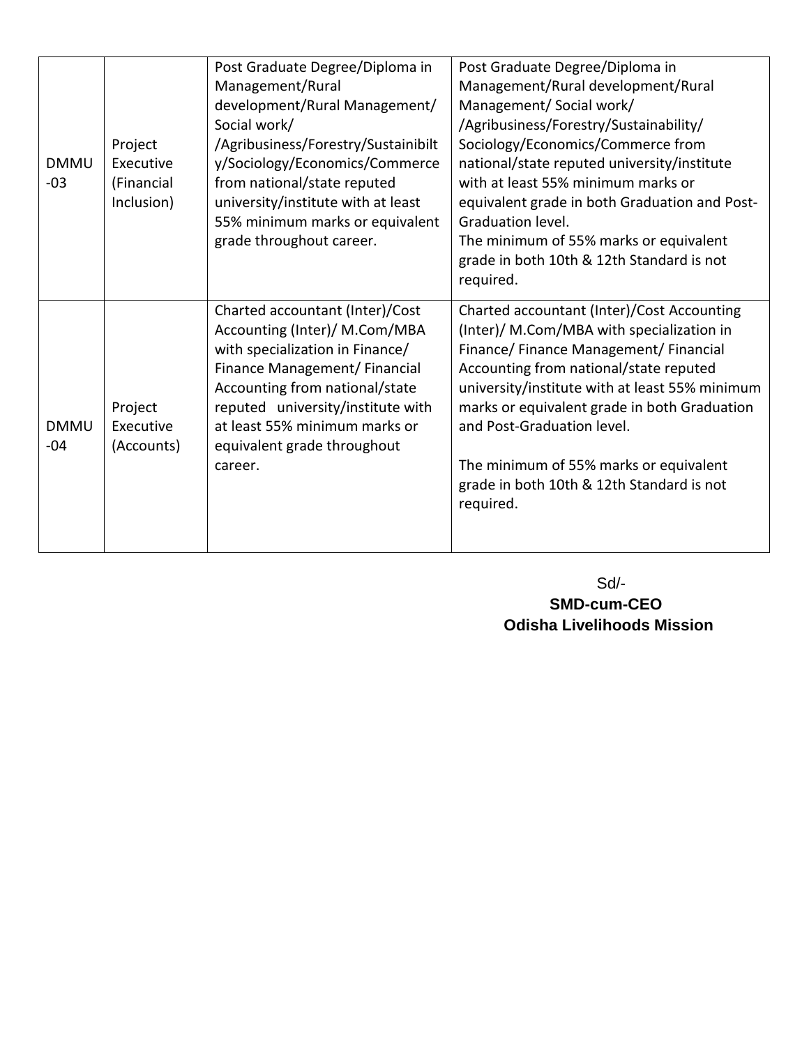| DMMU -03 | Project Executive (Financial Inclusion) | Post Graduate Degree/Diploma in Management/Rural development/Rural Management/ Social work/ /Agribusiness/Forestry/Sustainibilty/Sociology/Economics/Commerce from national/state reputed university/institute with at least 55% minimum marks or equivalent grade throughout career. | Post Graduate Degree/Diploma in Management/Rural development/Rural Management/ Social work/ /Agribusiness/Forestry/Sustainability/ Sociology/Economics/Commerce from national/state reputed university/institute with at least 55% minimum marks or equivalent grade in both Graduation and Post-Graduation level.<br>The minimum of 55% marks or equivalent grade in both 10th & 12th Standard is not required. |
|---|---|---|---|
| DMMU -04 | Project Executive (Accounts) | Charted accountant (Inter)/Cost Accounting (Inter)/ M.Com/MBA with specialization in Finance/ Finance Management/ Financial Accounting from national/state reputed university/institute with at least 55% minimum marks or equivalent grade throughout career. | Charted accountant (Inter)/Cost Accounting (Inter)/ M.Com/MBA with specialization in Finance/ Finance Management/ Financial Accounting from national/state reputed university/institute with at least 55% minimum marks or equivalent grade in both Graduation and Post-Graduation level.<br><br>The minimum of 55% marks or equivalent grade in both 10th & 12th Standard is not required. |

Sd/-
**SMD-cum-CEO**
**Odisha Livelihoods Mission**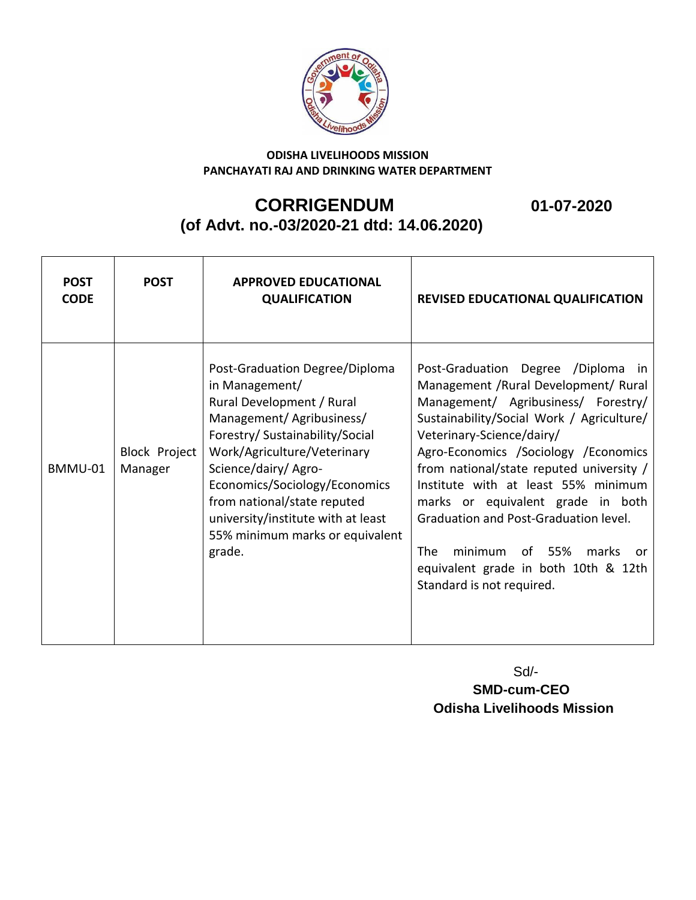**ODISHA LIVELIHOODS MISSION**
**PANCHAYATI RAJ AND DRINKING WATER DEPARTMENT**

# CORRIGENDUM

**01-07-2020**

## (of Advt. no.-03/2020-21 dtd: 14.06.2020)

| POST CODE | POST | APPROVED EDUCATIONAL QUALIFICATION | REVISED EDUCATIONAL QUALIFICATION |
|---|---|---|---|
| BMMU-01 | Block Project Manager | Post-Graduation Degree/Diploma in Management/ Rural Development / Rural Management/ Agribusiness/ Forestry/ Sustainability/Social Work/Agriculture/Veterinary Science/dairy/ Agro-Economics/Sociology/Economics from national/state reputed university/institute with at least 55% minimum marks or equivalent grade. | Post-Graduation Degree /Diploma in Management /Rural Development/ Rural Management/ Agribusiness/ Forestry/ Sustainability/Social Work / Agriculture/ Veterinary-Science/dairy/ Agro-Economics /Sociology /Economics from national/state reputed university / Institute with at least 55% minimum marks or equivalent grade in both Graduation and Post-Graduation level.<br><br>The minimum of 55% marks or equivalent grade in both 10th & 12th Standard is not required. |

Sd/-
**SMD-cum-CEO**
**Odisha Livelihoods Mission**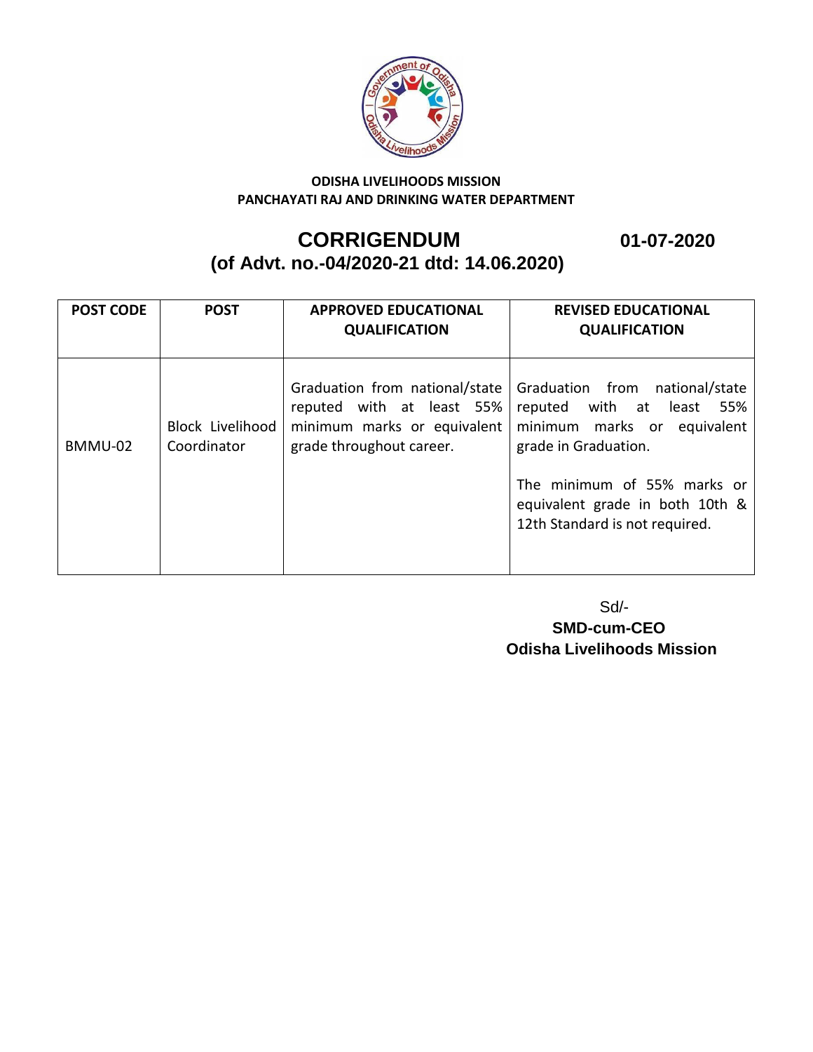**ODISHA LIVELIHOODS MISSION**
**PANCHAYATI RAJ AND DRINKING WATER DEPARTMENT**

# CORRIGENDUM

**01-07-2020**

## (of Advt. no.-04/2020-21 dtd: 14.06.2020)

| POST CODE | POST | APPROVED EDUCATIONAL QUALIFICATION | REVISED EDUCATIONAL QUALIFICATION |
|---|---|---|---|
| BMMU-02 | Block Livelihood Coordinator | Graduation from national/state reputed with at least 55% minimum marks or equivalent grade throughout career. | Graduation from national/state reputed with at least 55% minimum marks or equivalent grade in Graduation.<br><br>The minimum of 55% marks or equivalent grade in both 10th & 12th Standard is not required. |

Sd/-
**SMD-cum-CEO**
**Odisha Livelihoods Mission**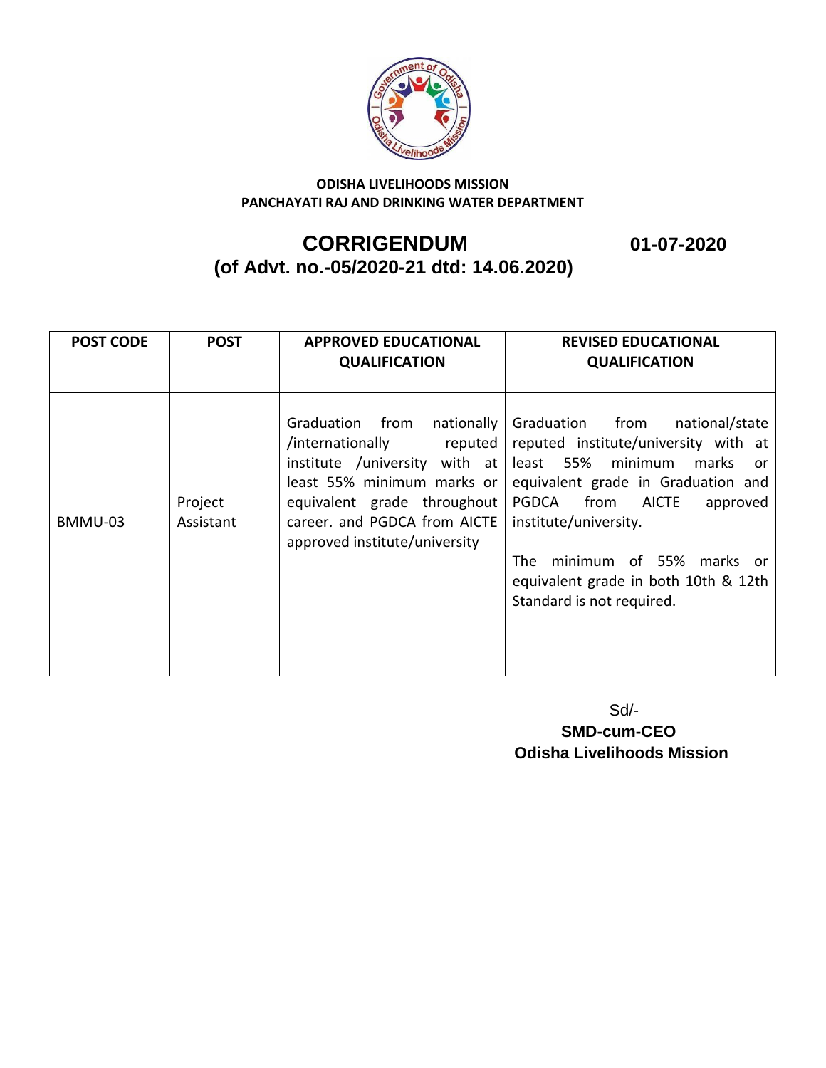**ODISHA LIVELIHOODS MISSION**
**PANCHAYATI RAJ AND DRINKING WATER DEPARTMENT**

# CORRIGENDUM

**01-07-2020**

## (of Advt. no.-05/2020-21 dtd: 14.06.2020)

| POST CODE | POST | APPROVED EDUCATIONAL QUALIFICATION | REVISED EDUCATIONAL QUALIFICATION |
|---|---|---|---|
| BMMU-03 | Project Assistant | Graduation from nationally /internationally reputed institute /university with at least 55% minimum marks or equivalent grade throughout career. and PGDCA from AICTE approved institute/university | Graduation from national/state reputed institute/university with at least 55% minimum marks or equivalent grade in Graduation and PGDCA from AICTE approved institute/university.<br><br>The minimum of 55% marks or equivalent grade in both 10th & 12th Standard is not required. |

Sd/-
**SMD-cum-CEO**
**Odisha Livelihoods Mission**